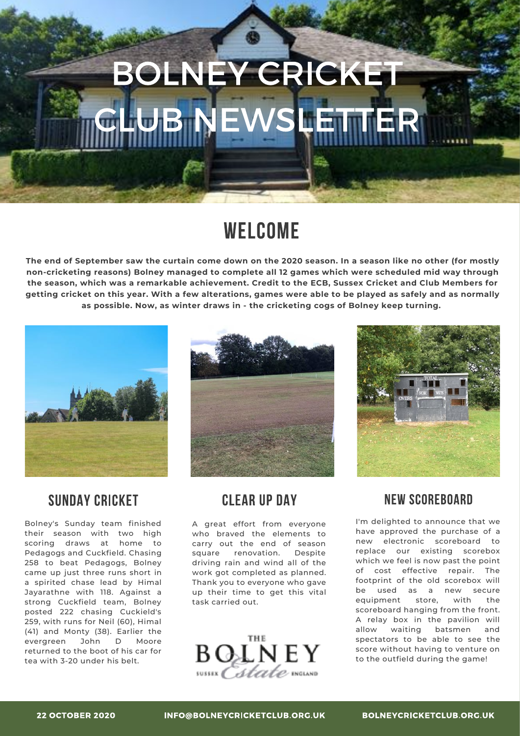# BOLNEY CRICKET CLUB NEWSLETTER

## WELCOME

**The end of September saw the curtain come down on the 2020 season. In a season like no other (for mostly non-cricketing reasons) Bolney managed to complete all 12 games which were scheduled mid way through the season, which was a remarkable achievement. Credit to the ECB, Sussex Cricket and Club Members for getting cricket on this year. With a few alterations, games were able to be played as safely and as normally as possible. Now, as winter draws in - the cricketing cogs of Bolney keep turning.**

### SUNDAY CRICKET

Bolney's Sunday team finished their season with two high scoring draws at home to Pedagogs and Cuckfield. Chasing 258 to beat Pedagogs, Bolney came up just three runs short in a spirited chase lead by Himal Jayarathne with 118. Against a strong Cuckfield team, Bolney posted 222 chasing Cuckield's 259, with runs for Neil (60), Himal (41) and Monty (38). Earlier the evergreen John D Moore returned to the boot of his car for tea with 3-20 under his belt.

### CLEAR UP DAY

A great effort from everyone who braved the elements to carry out the end of season square renovation. Despite driving rain and wind all of the work got completed as planned. Thank you to everyone who gave up their time to get this vital task carried out.

THE BOLNEY Sussex Estate England

### NEW SCOREBOARD

I'm delighted to announce that we have approved the purchase of a new electronic scoreboard to replace our existing scorebox which we feel is now past the point of cost effective repair. The footprint of the old scorebox will be used as a new secure equipment store, with the scoreboard hanging from the front. A relay box in the pavilion will allow waiting batsmen and spectators to be able to see the score without having to venture on to the outfield during the game!

22 OCTOBER 2020 | INFO@BOLNEYCRICKETCLUB.ORG.UK | BOLNEYCRICKETCLUB.ORG.UK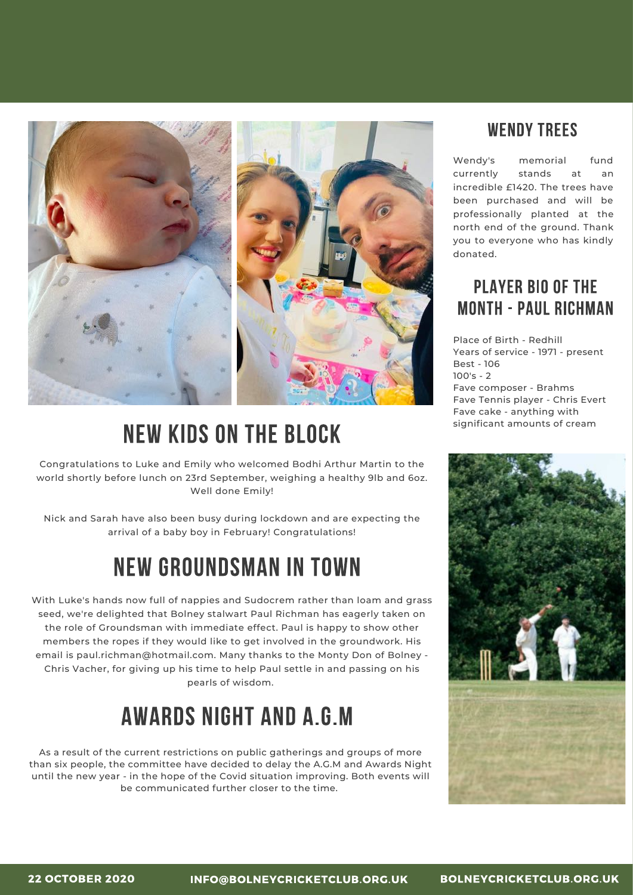## NEW KIDS ON THE BLOCK

Congratulations to Luke and Emily who welcomed Bodhi Arthur Martin to the world shortly before lunch on 23rd September, weighing a healthy 9lb and 6oz. Well done Emily!

Nick and Sarah have also been busy during lockdown and are expecting the arrival of a baby boy in February! Congratulations!

## NEW GROUNDSMAN IN TOWN

With Luke's hands now full of nappies and Sudocrem rather than loam and grass seed, we're delighted that Bolney stalwart Paul Richman has eagerly taken on the role of Groundsman with immediate effect. Paul is happy to show other members the ropes if they would like to get involved in the groundwork. His email is paul.richman@hotmail.com. Many thanks to the Monty Don of Bolney - Chris Vacher, for giving up his time to help Paul settle in and passing on his pearls of wisdom.

## AWARDS NIGHT AND A.G.M

As a result of the current restrictions on public gatherings and groups of more than six people, the committee have decided to delay the A.G.M and Awards Night until the new year - in the hope of the Covid situation improving. Both events will be communicated further closer to the time.

## WENDY TREES

Wendy's memorial fund currently stands at an incredible £1420. The trees have been purchased and will be professionally planted at the north end of the ground. Thank you to everyone who has kindly donated.

## PLAYER BIO OF THE MONTH - PAUL RICHMAN

Place of Birth - Redhill
Years of service - 1971 - present
Best - 106
100's - 2
Fave composer - Brahms
Fave Tennis player - Chris Evert
Fave cake - anything with significant amounts of cream

22 OCTOBER 2020 INFO@BOLNEYCRICKETCLUB.ORG.UK BOLNEYCRICKETCLUB.ORG.UK